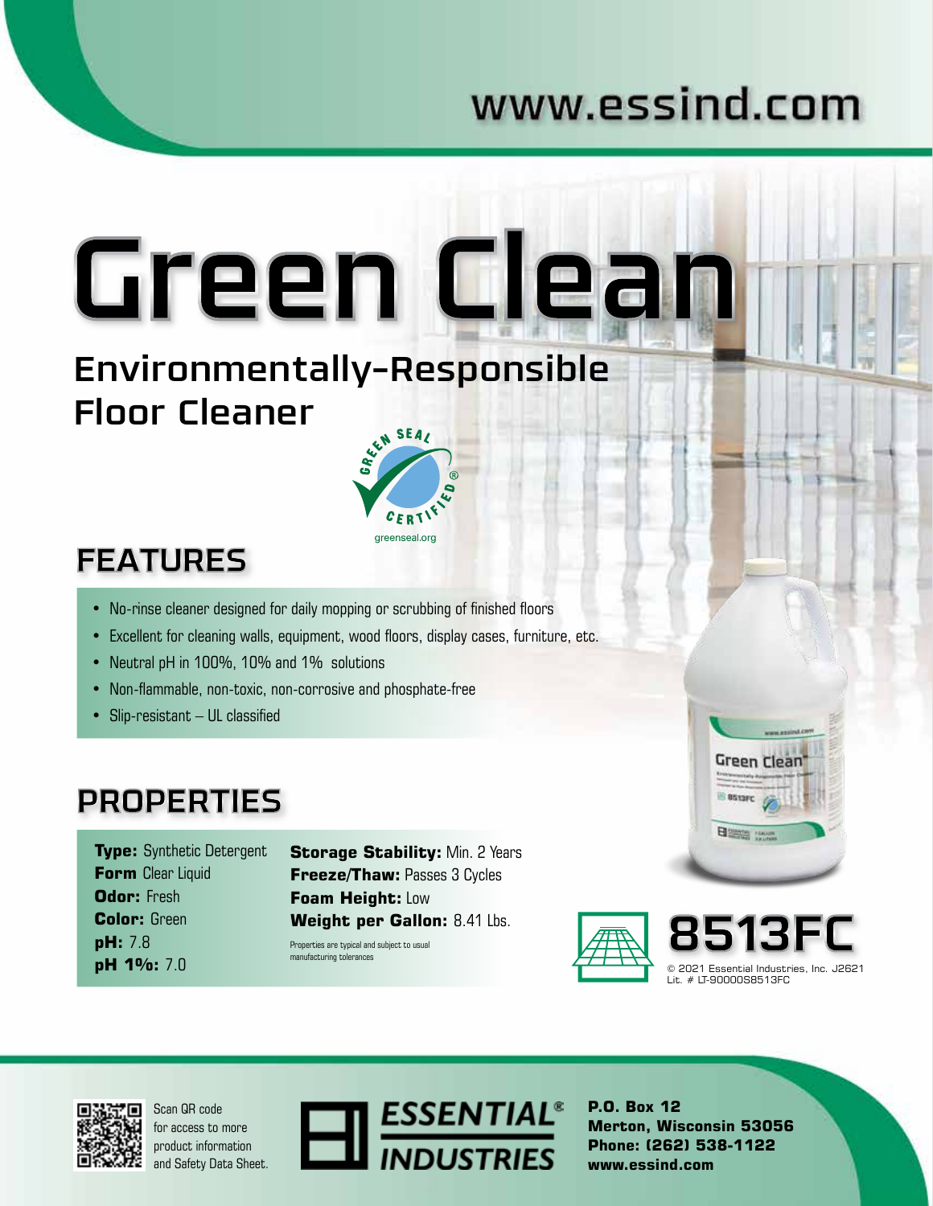www.essind.com

# Green Clean

## Environmentally-Responsible Floor Cleaner

GREEN SEAL CERTIFIED®
greenseal.org

## FEATURES

- No-rinse cleaner designed for daily mopping or scrubbing of finished floors
- Excellent for cleaning walls, equipment, wood floors, display cases, furniture, etc.
- Neutral pH in 100%, 10% and 1% solutions
- Non-flammable, non-toxic, non-corrosive and phosphate-free
- Slip-resistant – UL classified

## PROPERTIES

**Type:** Synthetic Detergent
**Form** Clear Liquid
**Odor:** Fresh
**Color:** Green
**pH:** 7.8
**pH 1%:** 7.0

**Storage Stability:** Min. 2 Years
**Freeze/Thaw:** Passes 3 Cycles
**Foam Height:** Low
**Weight per Gallon:** 8.41 Lbs.

Properties are typical and subject to usual manufacturing tolerances

**8513FC**

© 2021 Essential Industries, Inc. J2621
Lit. # LT-90000S8513FC

Scan QR code for access to more product information and Safety Data Sheet.

ESSENTIAL® INDUSTRIES

**P.O. Box 12**
**Merton, Wisconsin 53056**
**Phone: (262) 538-1122**
**www.essind.com**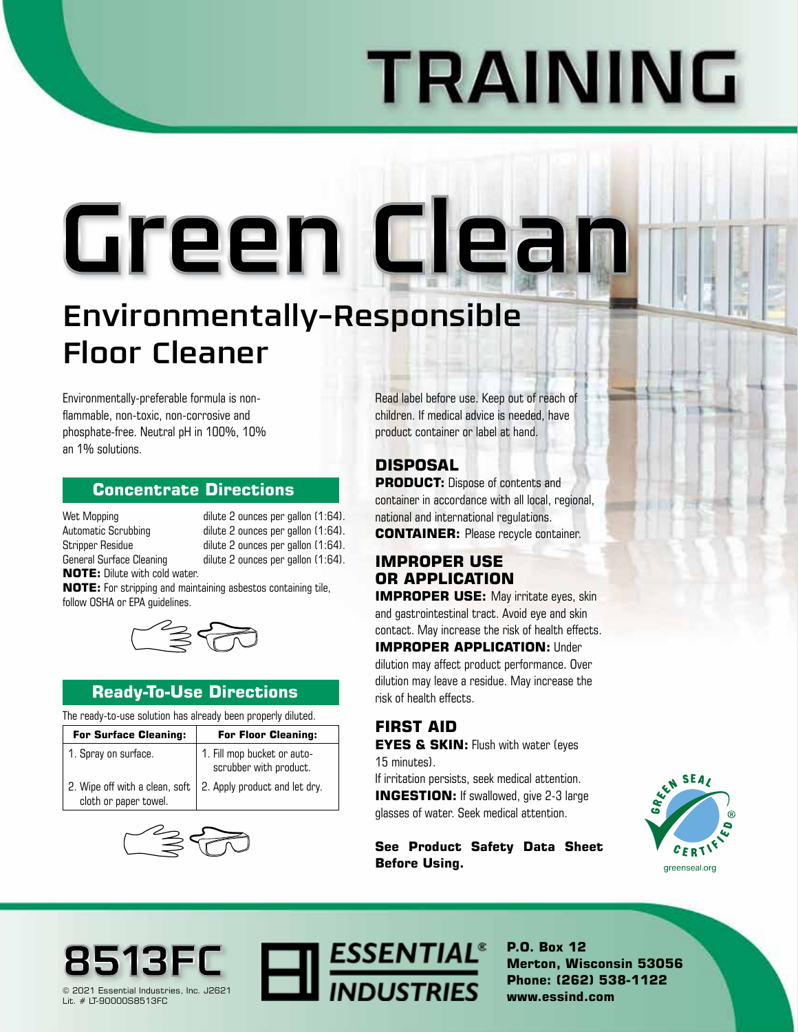# TRAINING

# Green Clean

## Environmentally-Responsible Floor Cleaner

Environmentally-preferable formula is non-flammable, non-toxic, non-corrosive and phosphate-free. Neutral pH in 100%, 10% an 1% solutions.

### Concentrate Directions

| | |
|---|---|
| Wet Mopping | dilute 2 ounces per gallon (1:64). |
| Automatic Scrubbing | dilute 2 ounces per gallon (1:64). |
| Stripper Residue | dilute 2 ounces per gallon (1:64). |
| General Surface Cleaning | dilute 2 ounces per gallon (1:64). |

**NOTE:** Dilute with cold water.

**NOTE:** For stripping and maintaining asbestos containing tile, follow OSHA or EPA guidelines.

### Ready-To-Use Directions

The ready-to-use solution has already been properly diluted.

| For Surface Cleaning: | For Floor Cleaning: |
|---|---|
| 1. Spray on surface. | 1. Fill mop bucket or auto-scrubber with product. |
| 2. Wipe off with a clean, soft cloth or paper towel. | 2. Apply product and let dry. |

Read label before use. Keep out of reach of children. If medical advice is needed, have product container or label at hand.

### DISPOSAL

**PRODUCT:** Dispose of contents and container in accordance with all local, regional, national and international regulations.
**CONTAINER:** Please recycle container.

### IMPROPER USE OR APPLICATION

**IMPROPER USE:** May irritate eyes, skin and gastrointestinal tract. Avoid eye and skin contact. May increase the risk of health effects.
**IMPROPER APPLICATION:** Under dilution may affect product performance. Over dilution may leave a residue. May increase the risk of health effects.

### FIRST AID

**EYES & SKIN:** Flush with water (eyes 15 minutes).
If irritation persists, seek medical attention.
**INGESTION:** If swallowed, give 2-3 large glasses of water. Seek medical attention.

**See Product Safety Data Sheet Before Using.**

GREEN SEAL CERTIFIED® greenseal.org

**8513FC**

© 2021 Essential Industries, Inc. J2621
Lit. # LT-90000S8513FC

ESSENTIAL® INDUSTRIES

**P.O. Box 12**
**Merton, Wisconsin 53056**
**Phone: (262) 538-1122**
**www.essind.com**